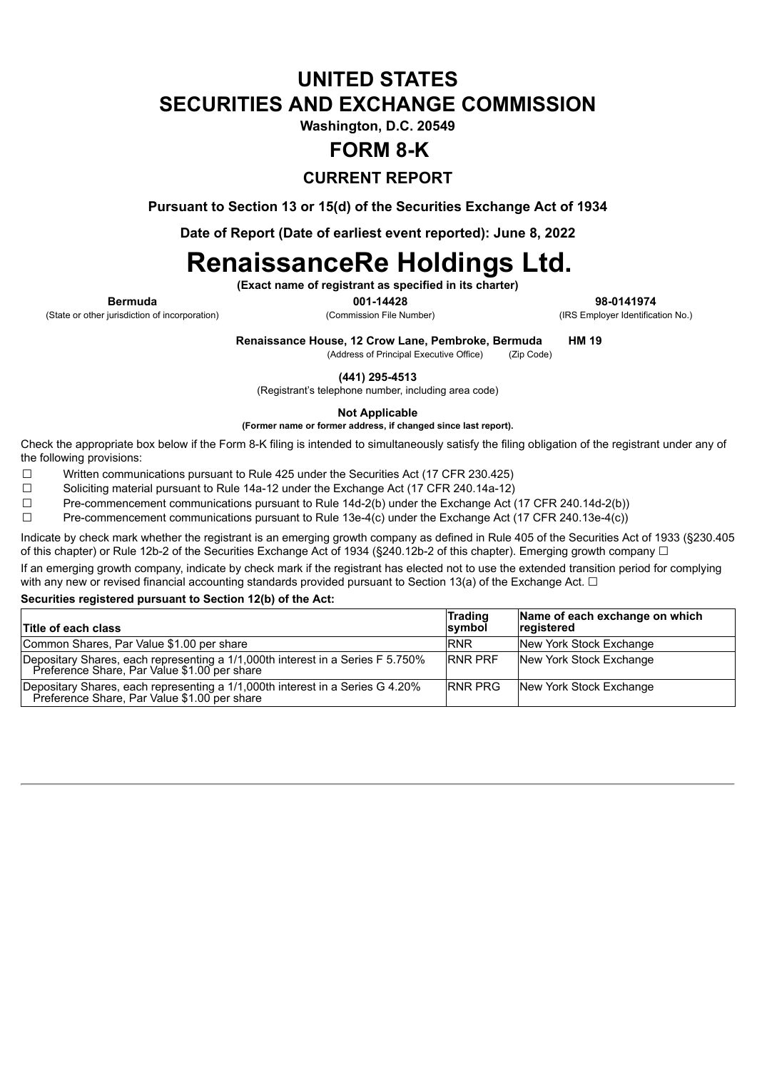# UNITED STATES
# SECURITIES AND EXCHANGE COMMISSION

**Washington, D.C. 20549**

# FORM 8-K

## CURRENT REPORT

**Pursuant to Section 13 or 15(d) of the Securities Exchange Act of 1934**

**Date of Report (Date of earliest event reported): June 8, 2022**

# RenaissanceRe Holdings Ltd.

**(Exact name of registrant as specified in its charter)**

| **Bermuda** | **001-14428** | **98-0141974** |
|---|---|---|
| (State or other jurisdiction of incorporation) | (Commission File Number) | (IRS Employer Identification No.) |

**Renaissance House, 12 Crow Lane, Pembroke, Bermuda** **HM 19**
(Address of Principal Executive Office) (Zip Code)

**(441) 295-4513**
(Registrant's telephone number, including area code)

**Not Applicable**
**(Former name or former address, if changed since last report).**

Check the appropriate box below if the Form 8-K filing is intended to simultaneously satisfy the filing obligation of the registrant under any of the following provisions:

☐ Written communications pursuant to Rule 425 under the Securities Act (17 CFR 230.425)

☐ Soliciting material pursuant to Rule 14a-12 under the Exchange Act (17 CFR 240.14a-12)

☐ Pre-commencement communications pursuant to Rule 14d-2(b) under the Exchange Act (17 CFR 240.14d-2(b))

☐ Pre-commencement communications pursuant to Rule 13e-4(c) under the Exchange Act (17 CFR 240.13e-4(c))

Indicate by check mark whether the registrant is an emerging growth company as defined in Rule 405 of the Securities Act of 1933 (§230.405 of this chapter) or Rule 12b-2 of the Securities Exchange Act of 1934 (§240.12b-2 of this chapter). Emerging growth company ☐

If an emerging growth company, indicate by check mark if the registrant has elected not to use the extended transition period for complying with any new or revised financial accounting standards provided pursuant to Section 13(a) of the Exchange Act. ☐

**Securities registered pursuant to Section 12(b) of the Act:**

| Title of each class | Trading symbol | Name of each exchange on which registered |
|---|---|---|
| Common Shares, Par Value $1.00 per share | RNR | New York Stock Exchange |
| Depositary Shares, each representing a 1/1,000th interest in a Series F 5.750% Preference Share, Par Value $1.00 per share | RNR PRF | New York Stock Exchange |
| Depositary Shares, each representing a 1/1,000th interest in a Series G 4.20% Preference Share, Par Value $1.00 per share | RNR PRG | New York Stock Exchange |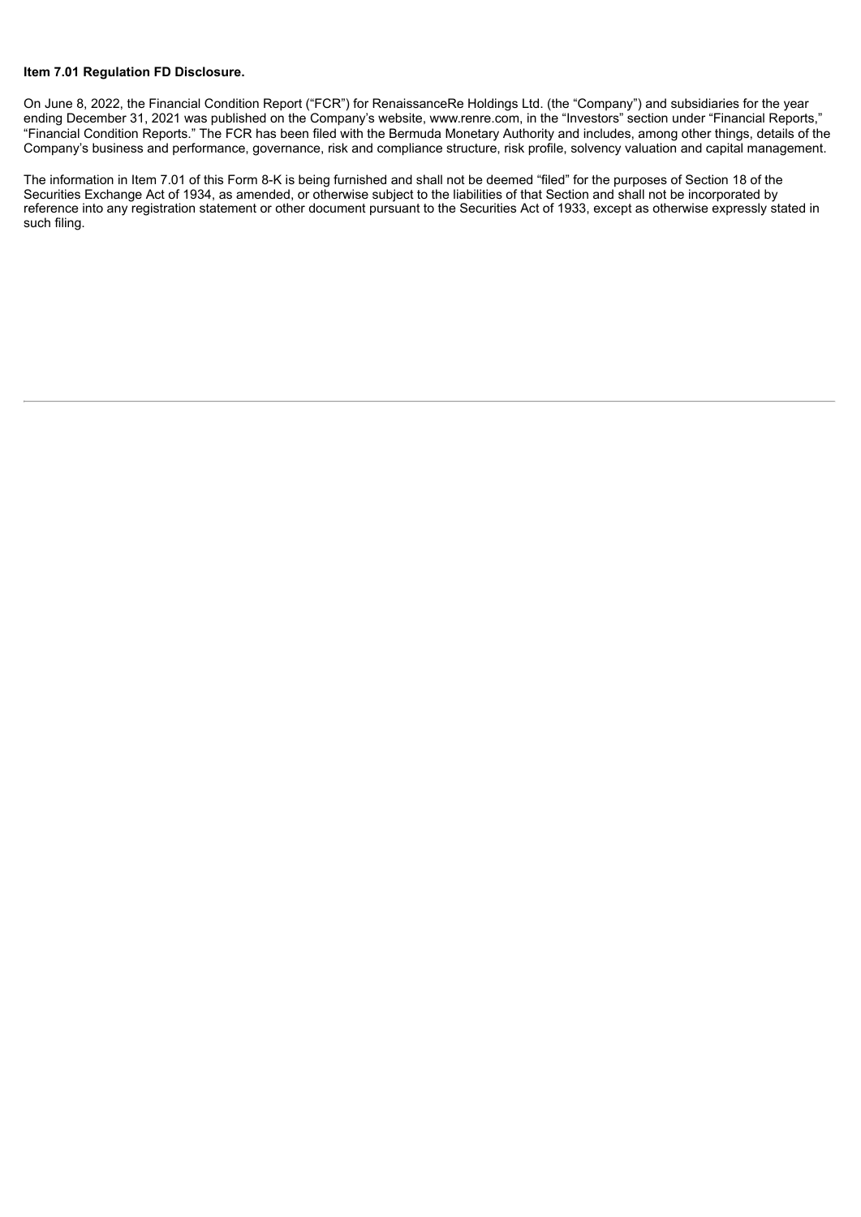**Item 7.01 Regulation FD Disclosure.**

On June 8, 2022, the Financial Condition Report ("FCR") for RenaissanceRe Holdings Ltd. (the "Company") and subsidiaries for the year ending December 31, 2021 was published on the Company's website, www.renre.com, in the "Investors" section under "Financial Reports," "Financial Condition Reports." The FCR has been filed with the Bermuda Monetary Authority and includes, among other things, details of the Company's business and performance, governance, risk and compliance structure, risk profile, solvency valuation and capital management.

The information in Item 7.01 of this Form 8-K is being furnished and shall not be deemed "filed" for the purposes of Section 18 of the Securities Exchange Act of 1934, as amended, or otherwise subject to the liabilities of that Section and shall not be incorporated by reference into any registration statement or other document pursuant to the Securities Act of 1933, except as otherwise expressly stated in such filing.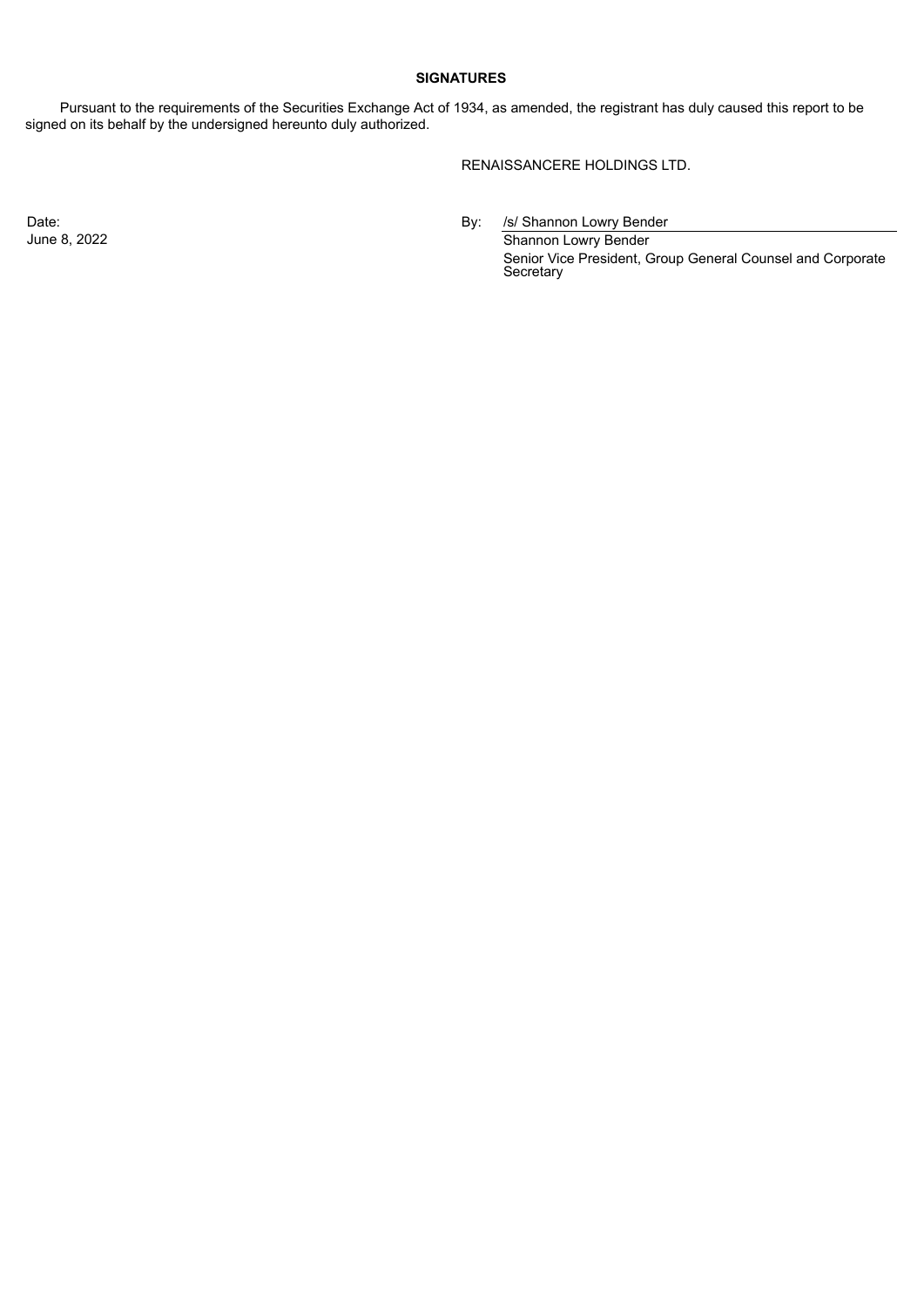**SIGNATURES**

Pursuant to the requirements of the Securities Exchange Act of 1934, as amended, the registrant has duly caused this report to be signed on its behalf by the undersigned hereunto duly authorized.

RENAISSANCERE HOLDINGS LTD.

Date:
June 8, 2022

By: /s/ Shannon Lowry Bender
Shannon Lowry Bender
Senior Vice President, Group General Counsel and Corporate Secretary